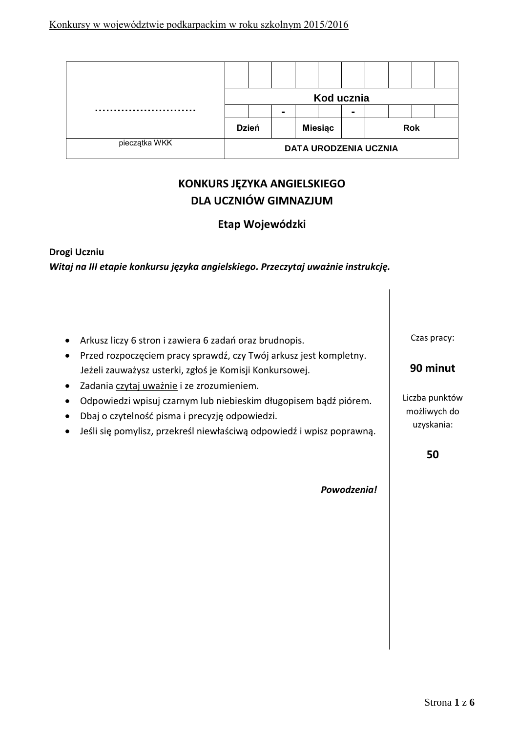| ……………………… | | | | | | | | | | |
|---|---|---|---|---|---|---|---|---|---|---|
| | **Kod ucznia** | | | | | | | | | |
| | | | - | | | - | | | | |
| | Dzień | | Miesiąc | | | Rok | | | | |
| pieczątka WKK | DATA URODZENIA UCZNIA | | | | | | | | | |

# KONKURS JĘZYKA ANGIELSKIEGO DLA UCZNIÓW GIMNAZJUM

## Etap Wojewódzki

**Drogi Uczniu**

***Witaj na III etapie konkursu języka angielskiego. Przeczytaj uważnie instrukcję.***

- Arkusz liczy 6 stron i zawiera 6 zadań oraz brudnopis.
- Przed rozpoczęciem pracy sprawdź, czy Twój arkusz jest kompletny. Jeżeli zauważysz usterki, zgłoś je Komisji Konkursowej.
- Zadania czytaj uważnie i ze zrozumieniem.
- Odpowiedzi wpisuj czarnym lub niebieskim długopisem bądź piórem.
- Dbaj o czytelność pisma i precyzję odpowiedzi.
- Jeśli się pomylisz, przekreśl niewłaściwą odpowiedź i wpisz poprawną.

***Powodzenia!***

Czas pracy:

**90 minut**

Liczba punktów możliwych do uzyskania:

**50**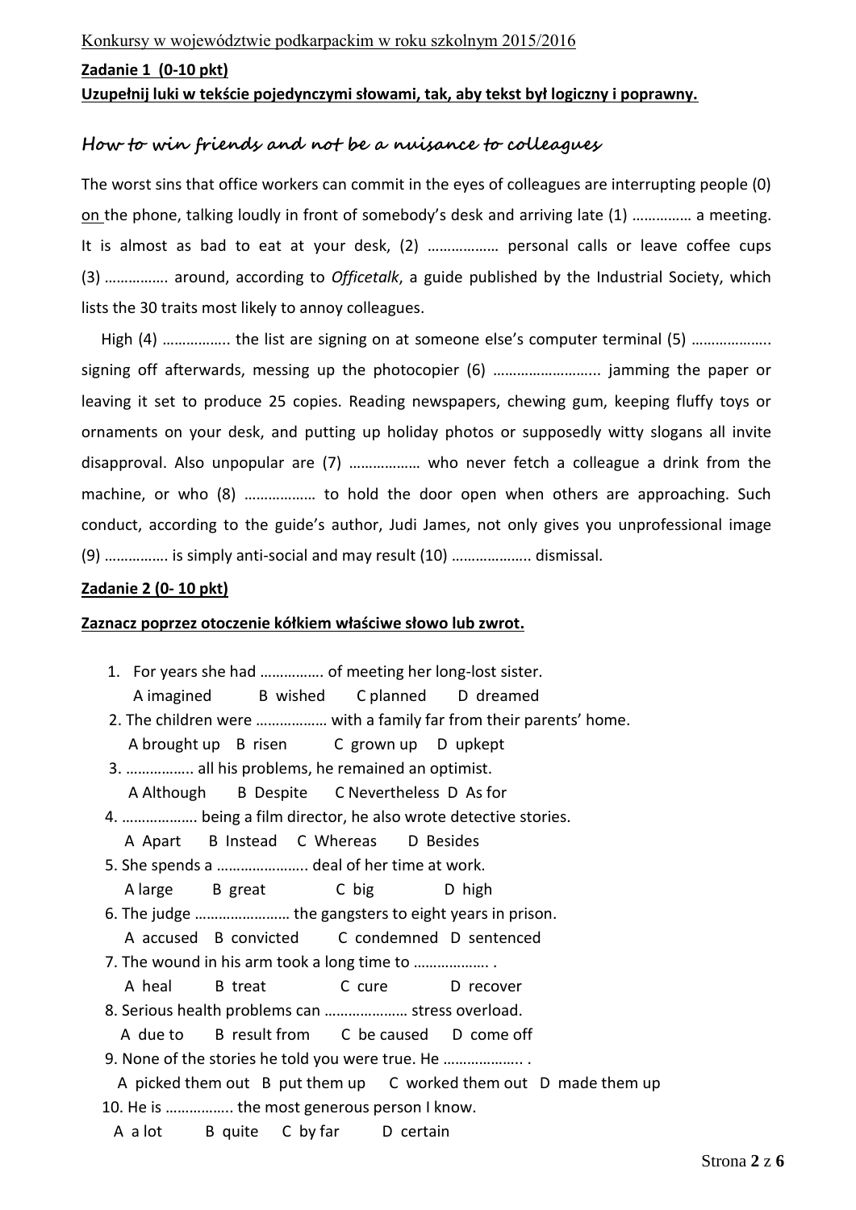**Zadanie 1 (0-10 pkt)**

**Uzupełnij luki w tekście pojedynczymi słowami, tak, aby tekst był logiczny i poprawny.**

## *How to win friends and not be a nuisance to colleagues*

The worst sins that office workers can commit in the eyes of colleagues are interrupting people (0) on the phone, talking loudly in front of somebody's desk and arriving late (1) …………… a meeting. It is almost as bad to eat at your desk, (2) ……………… personal calls or leave coffee cups (3) ……………. around, according to *Officetalk*, a guide published by the Industrial Society, which lists the 30 traits most likely to annoy colleagues.

High (4) …………….. the list are signing on at someone else's computer terminal (5) ……………….. signing off afterwards, messing up the photocopier (6) …………………….. jamming the paper or leaving it set to produce 25 copies. Reading newspapers, chewing gum, keeping fluffy toys or ornaments on your desk, and putting up holiday photos or supposedly witty slogans all invite disapproval. Also unpopular are (7) ……………… who never fetch a colleague a drink from the machine, or who (8) ……………… to hold the door open when others are approaching. Such conduct, according to the guide's author, Judi James, not only gives you unprofessional image (9) ……………. is simply anti-social and may result (10) ……………….. dismissal.

**Zadanie 2 (0- 10 pkt)**

**Zaznacz poprzez otoczenie kółkiem właściwe słowo lub zwrot.**

1. For years she had ……………. of meeting her long-lost sister.
   A imagined B wished C planned D dreamed
2. The children were ……………… with a family far from their parents' home.
   A brought up B risen C grown up D upkept
3. …………….. all his problems, he remained an optimist.
   A Although B Despite C Nevertheless D As for
4. ………………. being a film director, he also wrote detective stories.
   A Apart B Instead C Whereas D Besides
5. She spends a ………………….. deal of her time at work.
   A large B great C big D high
6. The judge …………………… the gangsters to eight years in prison.
   A accused B convicted C condemned D sentenced
7. The wound in his arm took a long time to ………………. .
   A heal B treat C cure D recover
8. Serious health problems can ………………… stress overload.
   A due to B result from C be caused D come off
9. None of the stories he told you were true. He ……………….. .
   A picked them out B put them up C worked them out D made them up
10. He is ……………. the most generous person I know.
    A a lot B quite C by far D certain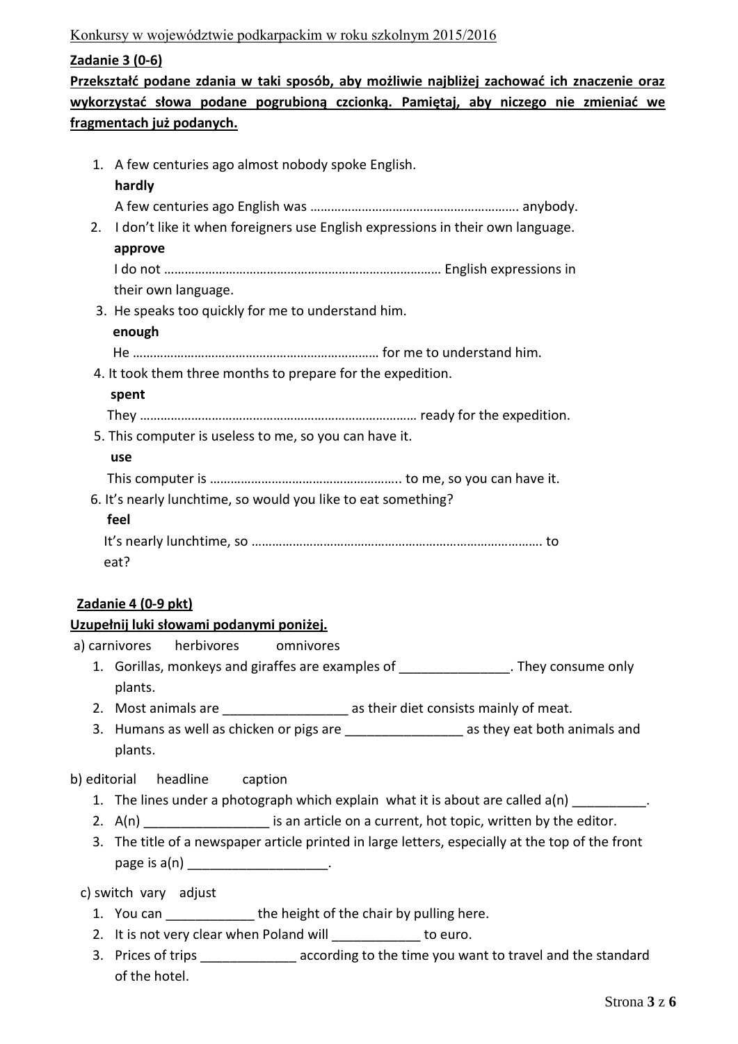**Zadanie 3 (0-6)**

**Przekształć podane zdania w taki sposób, aby możliwie najbliżej zachować ich znaczenie oraz wykorzystać słowa podane pogrubioną czcionką. Pamiętaj, aby niczego nie zmieniać we fragmentach już podanych.**

1. A few centuries ago almost nobody spoke English.
   **hardly**
   A few centuries ago English was ……………………………………………………. anybody.
2. I don't like it when foreigners use English expressions in their own language.
   **approve**
   I do not …………………………………………………………………… English expressions in their own language.
3. He speaks too quickly for me to understand him.
   **enough**
   He ……………………………………………………………… for me to understand him.
4. It took them three months to prepare for the expedition.
   **spent**
   They …………………………………………………………………… ready for the expedition.
5. This computer is useless to me, so you can have it.
   **use**
   This computer is ……………………………………………….. to me, so you can have it.
6. It's nearly lunchtime, so would you like to eat something?
   **feel**
   It's nearly lunchtime, so ………………………………………………………………………. to eat?

**Zadanie 4 (0-9 pkt)**

**Uzupełnij luki słowami podanymi poniżej.**

a) carnivores herbivores omnivores

1. Gorillas, monkeys and giraffes are examples of _______________. They consume only plants.
2. Most animals are _________________ as their diet consists mainly of meat.
3. Humans as well as chicken or pigs are ________________ as they eat both animals and plants.

b) editorial headline caption

1. The lines under a photograph which explain what it is about are called a(n) __________.
2. A(n) _________________ is an article on a current, hot topic, written by the editor.
3. The title of a newspaper article printed in large letters, especially at the top of the front page is a(n) ___________________.

c) switch vary adjust

1. You can ____________ the height of the chair by pulling here.
2. It is not very clear when Poland will ____________ to euro.
3. Prices of trips _____________ according to the time you want to travel and the standard of the hotel.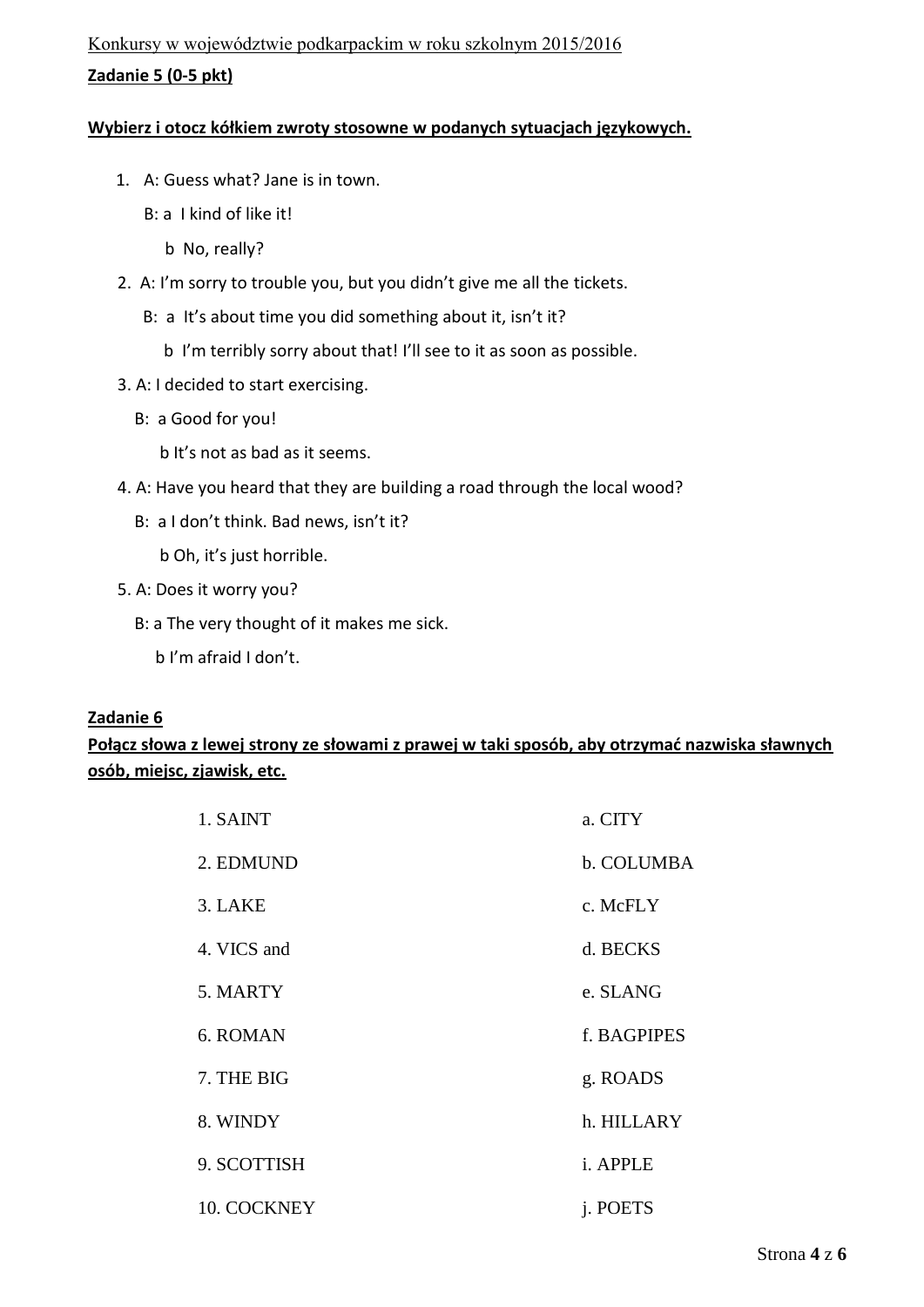**Zadanie 5 (0-5 pkt)**

**Wybierz i otocz kółkiem zwroty stosowne w podanych sytuacjach językowych.**

1. A: Guess what? Jane is in town.

   B: a I kind of like it!

   b No, really?

2. A: I'm sorry to trouble you, but you didn't give me all the tickets.

   B: a It's about time you did something about it, isn't it?

   b I'm terribly sorry about that! I'll see to it as soon as possible.

3. A: I decided to start exercising.

   B: a Good for you!

   b It's not as bad as it seems.

4. A: Have you heard that they are building a road through the local wood?

   B: a I don't think. Bad news, isn't it?

   b Oh, it's just horrible.

5. A: Does it worry you?

   B: a The very thought of it makes me sick.

   b I'm afraid I don't.

**Zadanie 6**

**Połącz słowa z lewej strony ze słowami z prawej w taki sposób, aby otrzymać nazwiska sławnych osób, miejsc, zjawisk, etc.**

| | |
|---|---|
| 1. SAINT | a. CITY |
| 2. EDMUND | b. COLUMBA |
| 3. LAKE | c. McFLY |
| 4. VICS and | d. BECKS |
| 5. MARTY | e. SLANG |
| 6. ROMAN | f. BAGPIPES |
| 7. THE BIG | g. ROADS |
| 8. WINDY | h. HILLARY |
| 9. SCOTTISH | i. APPLE |
| 10. COCKNEY | j. POETS |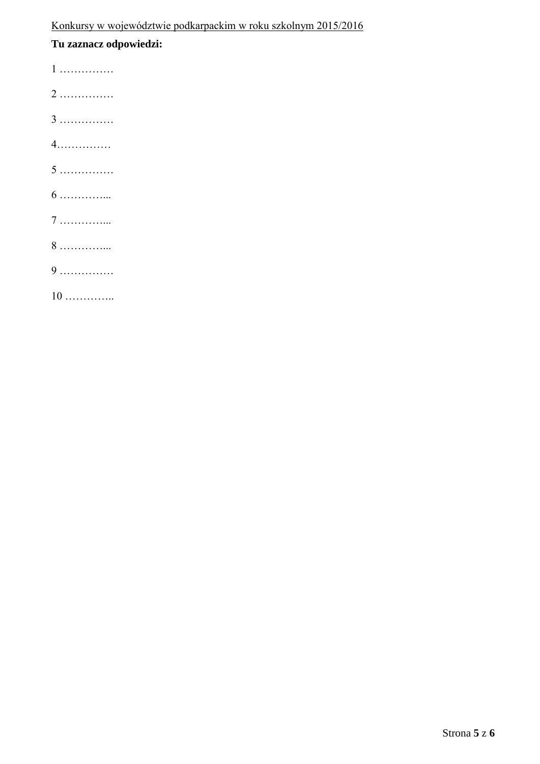**Tu zaznacz odpowiedzi:**

1 ……………

2 ……………

3 ……………

4……………

5 ……………

6 …………...

7 …………...

8 …………...

9 ……………

10 …………..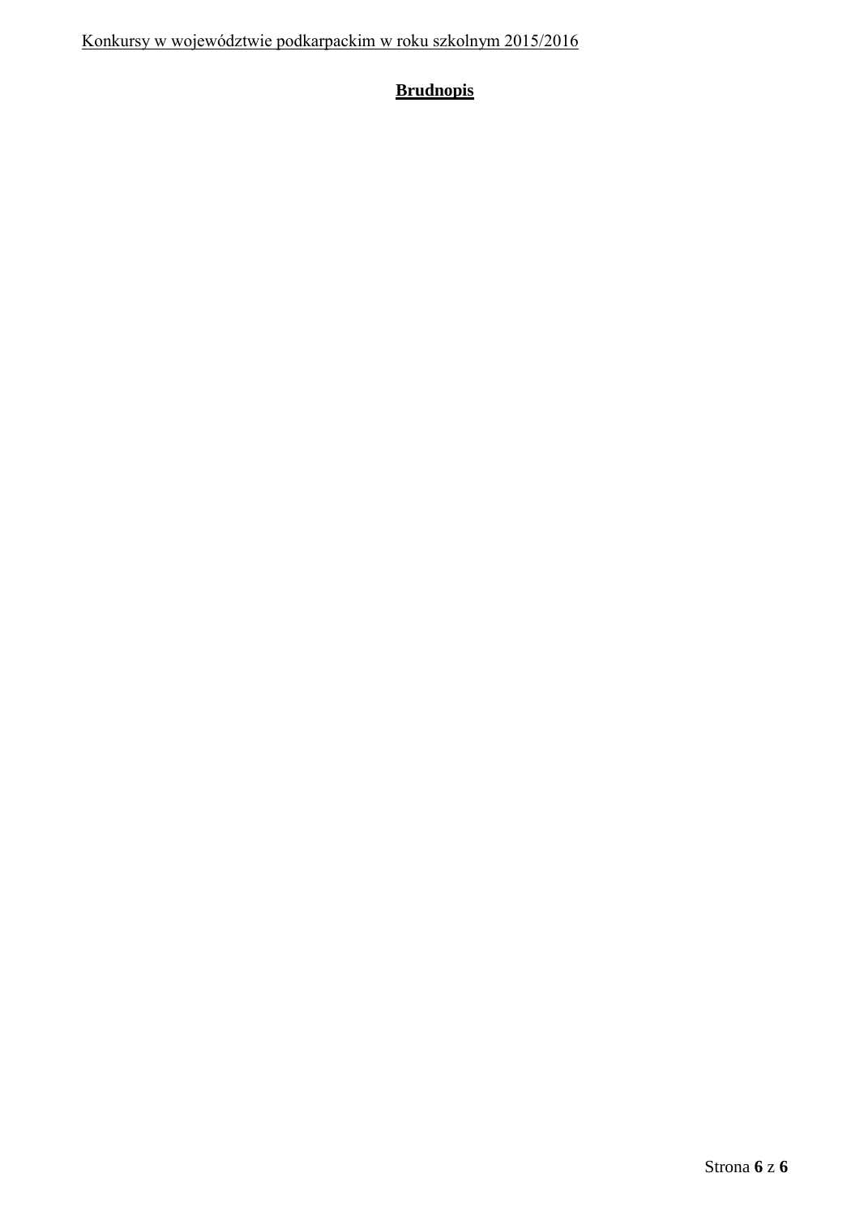**Brudnopis**